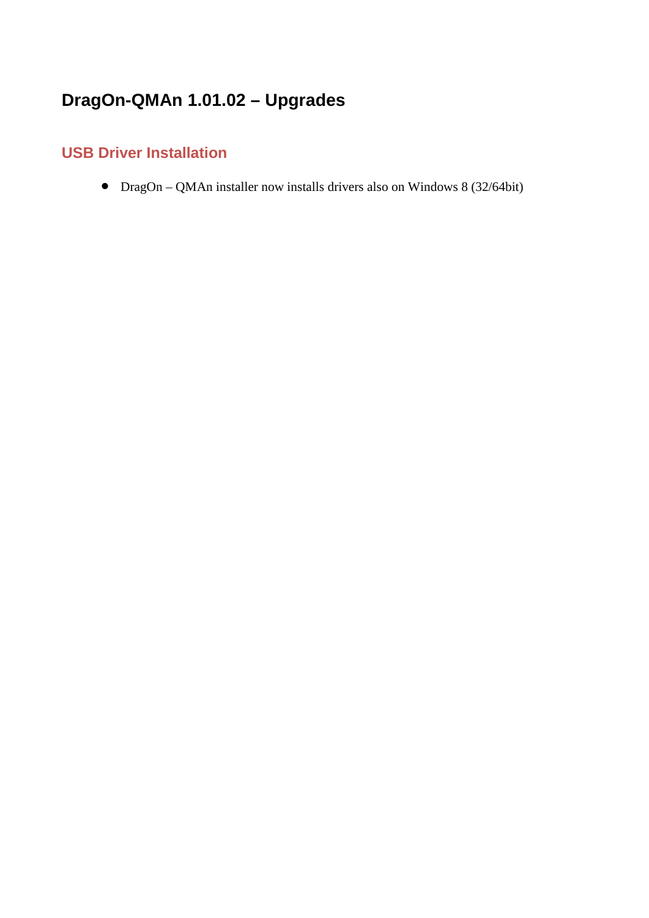# DragOn-QMAn 1.01.02 – Upgrades

## USB Driver Installation

- DragOn – QMAn installer now installs drivers also on Windows 8 (32/64bit)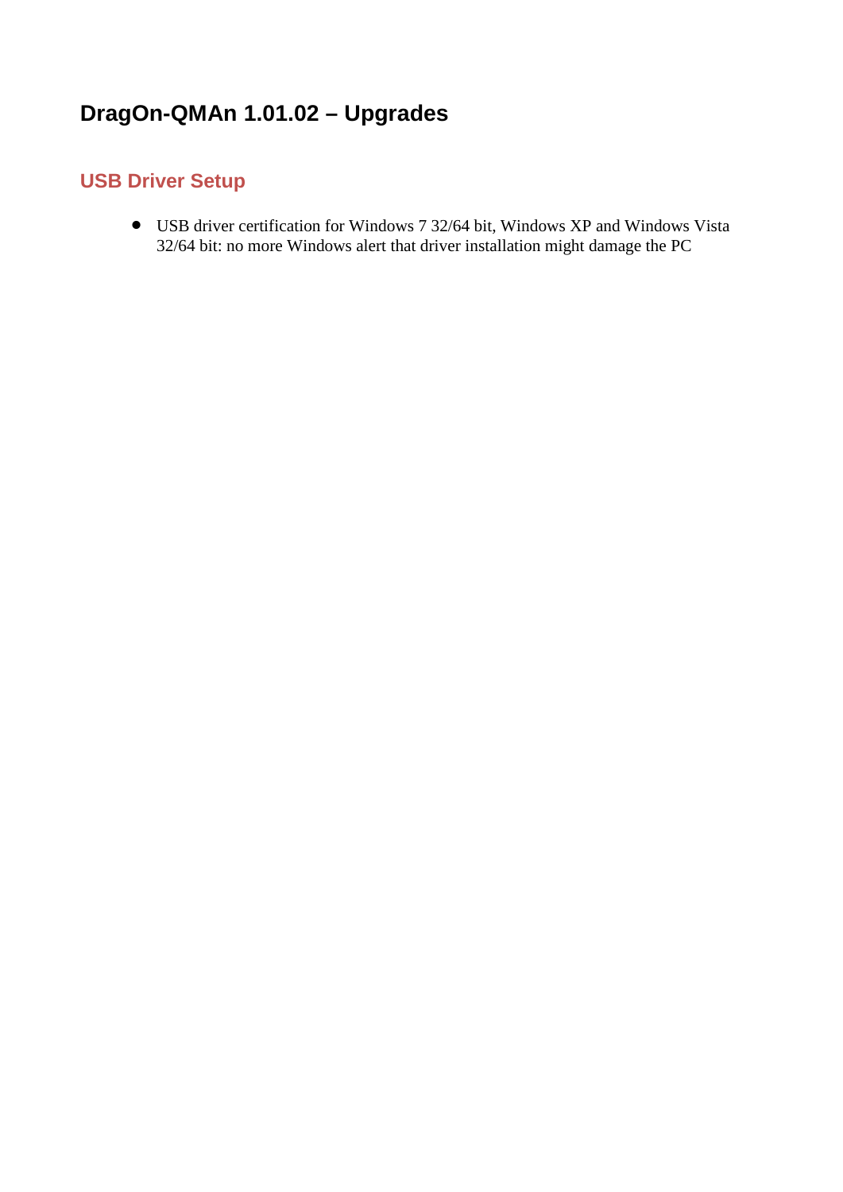# DragOn-QMAn 1.01.02 – Upgrades

## USB Driver Setup

- USB driver certification for Windows 7 32/64 bit, Windows XP and Windows Vista 32/64 bit: no more Windows alert that driver installation might damage the PC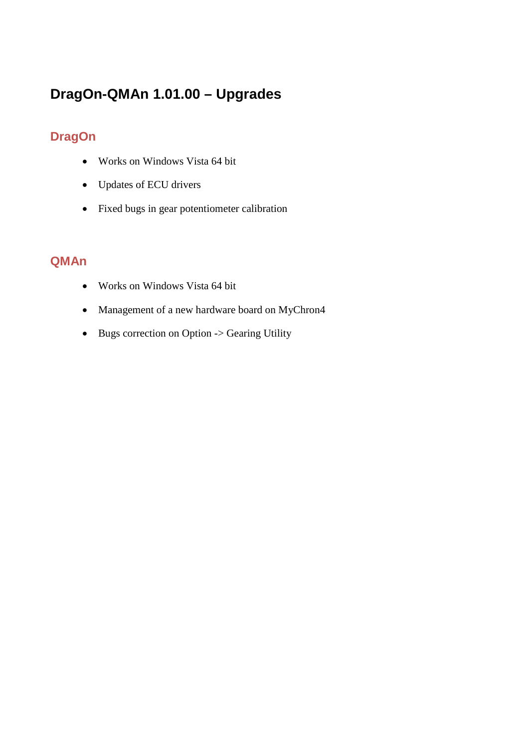# DragOn-QMAn 1.01.00 – Upgrades

## DragOn

- Works on Windows Vista 64 bit
- Updates of ECU drivers
- Fixed bugs in gear potentiometer calibration

## QMAn

- Works on Windows Vista 64 bit
- Management of a new hardware board on MyChron4
- Bugs correction on Option -> Gearing Utility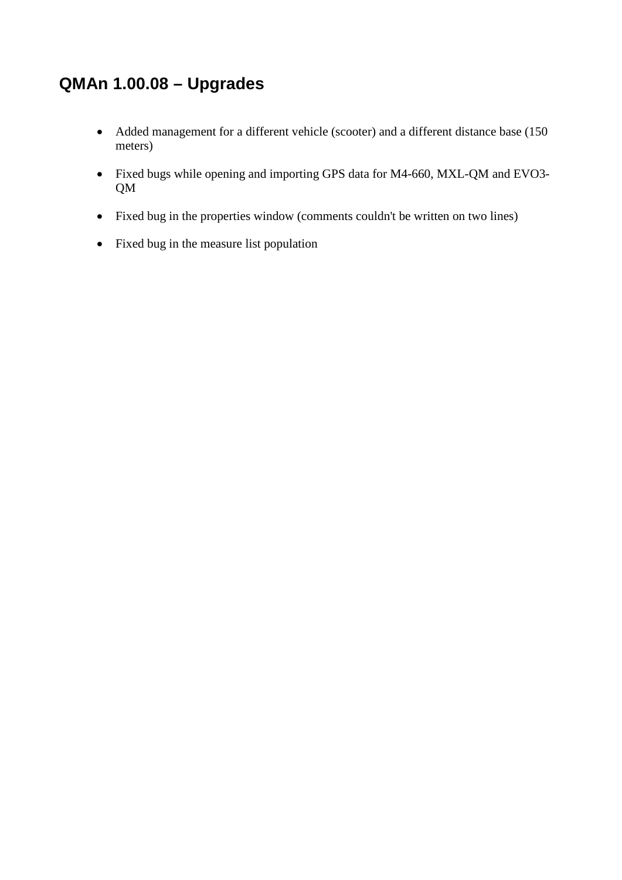## QMAn 1.00.08 – Upgrades

- Added management for a different vehicle (scooter) and a different distance base (150 meters)
- Fixed bugs while opening and importing GPS data for M4-660, MXL-QM and EVO3-QM
- Fixed bug in the properties window (comments couldn't be written on two lines)
- Fixed bug in the measure list population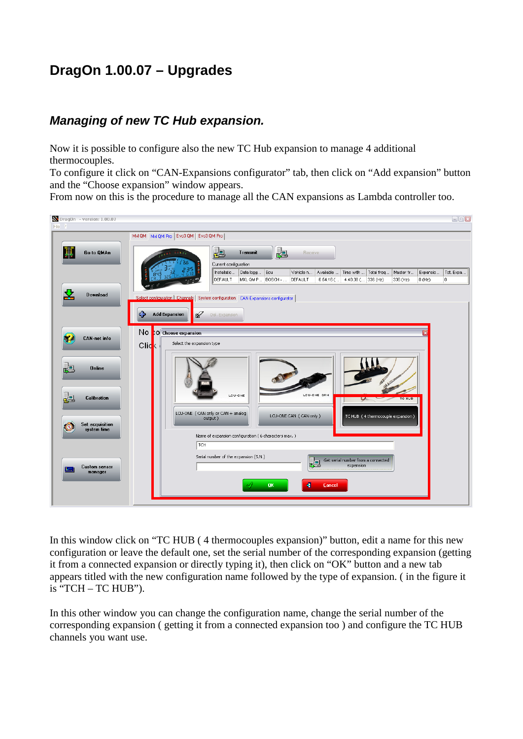# DragOn 1.00.07 – Upgrades

## *Managing of new TC Hub expansion.*

Now it is possible to configure also the new TC Hub expansion to manage 4 additional thermocouples.
To configure it click on “CAN-Expansions configurator” tab, then click on “Add expansion” button and the “Choose expansion” window appears.
From now on this is the procedure to manage all the CAN expansions as Lambda controller too.

In this window click on “TC HUB ( 4 thermocouples expansion)” button, edit a name for this new configuration or leave the default one, set the serial number of the corresponding expansion (getting it from a connected expansion or directly typing it), then click on “OK” button and a new tab appears titled with the new configuration name followed by the type of expansion. ( in the figure it is “TCH – TC HUB”).

In this other window you can change the configuration name, change the serial number of the corresponding expansion ( getting it from a connected expansion too ) and configure the TC HUB channels you want use.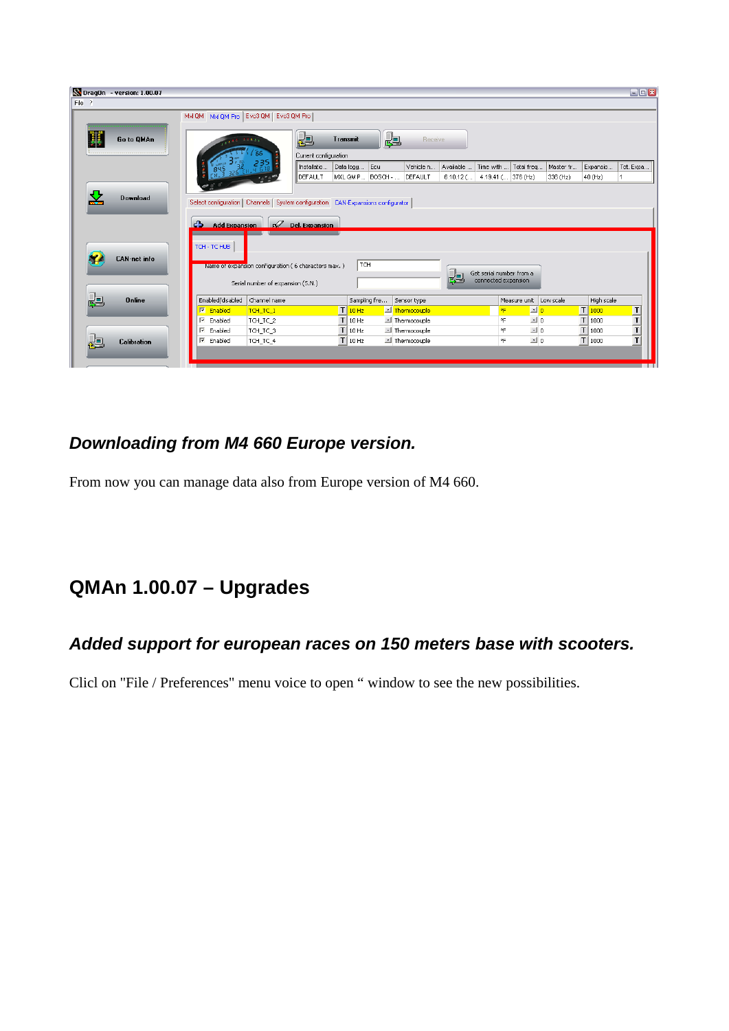## *Downloading from M4 660 Europe version.*

From now you can manage data also from Europe version of M4 660.

# QMAn 1.00.07 – Upgrades

## *Added support for european races on 150 meters base with scooters.*

Clicl on "File / Preferences" menu voice to open " window to see the new possibilities.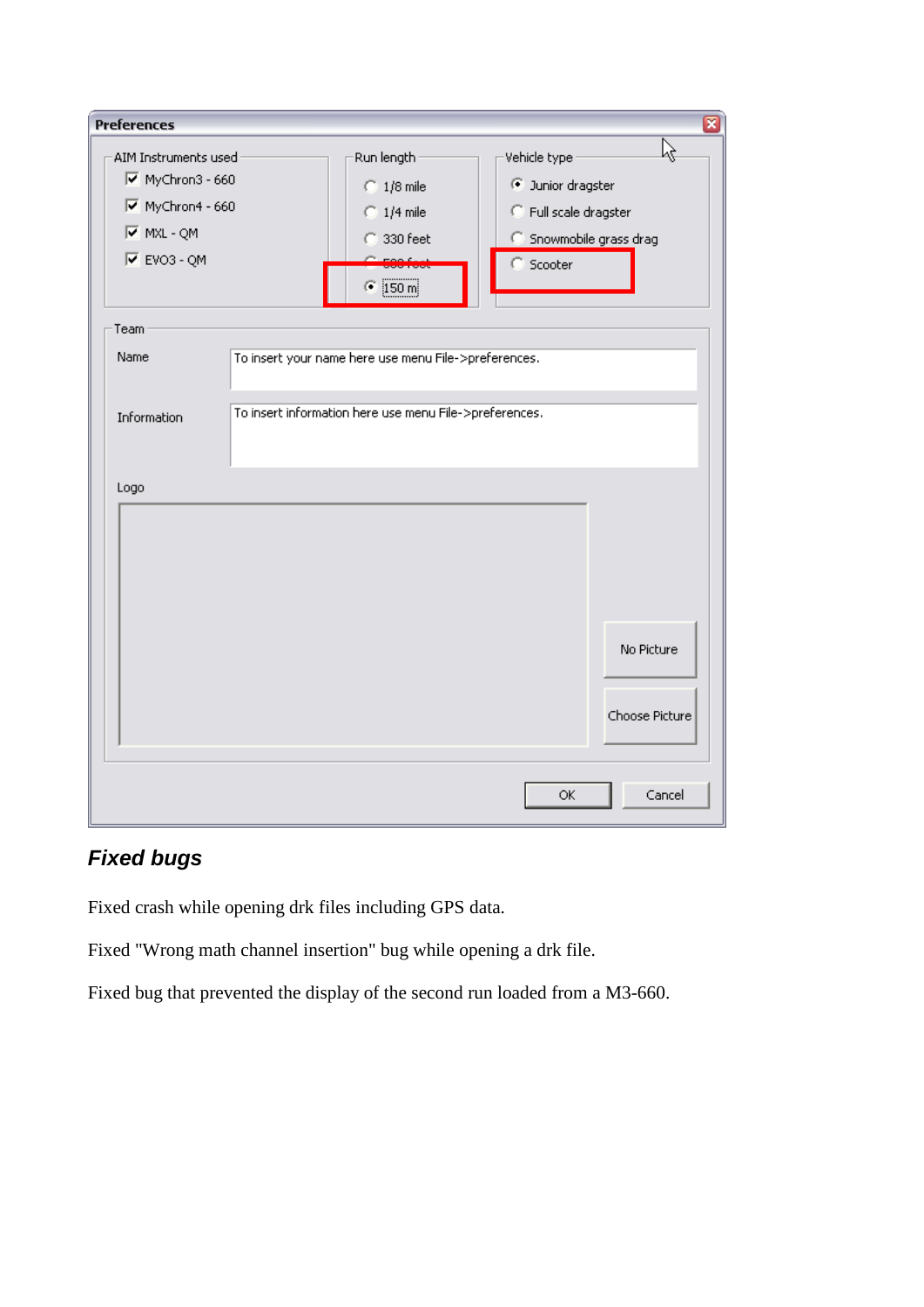Preferences

AIM Instruments used
- [x] MyChron3 - 660
- [x] MyChron4 - 660
- [x] MXL - QM
- [x] EVO3 - QM

Run length
- ( ) 1/8 mile
- ( ) 1/4 mile
- ( ) 330 feet
- ( ) 500 feet
- (•) 150 m

Vehicle type
- (•) Junior dragster
- ( ) Full scale dragster
- ( ) Snowmobile grass drag
- ( ) Scooter

Team

Name: To insert your name here use menu File->preferences.

Information: To insert information here use menu File->preferences.

Logo

No Picture

Choose Picture

OK Cancel

## *Fixed bugs*

Fixed crash while opening drk files including GPS data.

Fixed "Wrong math channel insertion" bug while opening a drk file.

Fixed bug that prevented the display of the second run loaded from a M3-660.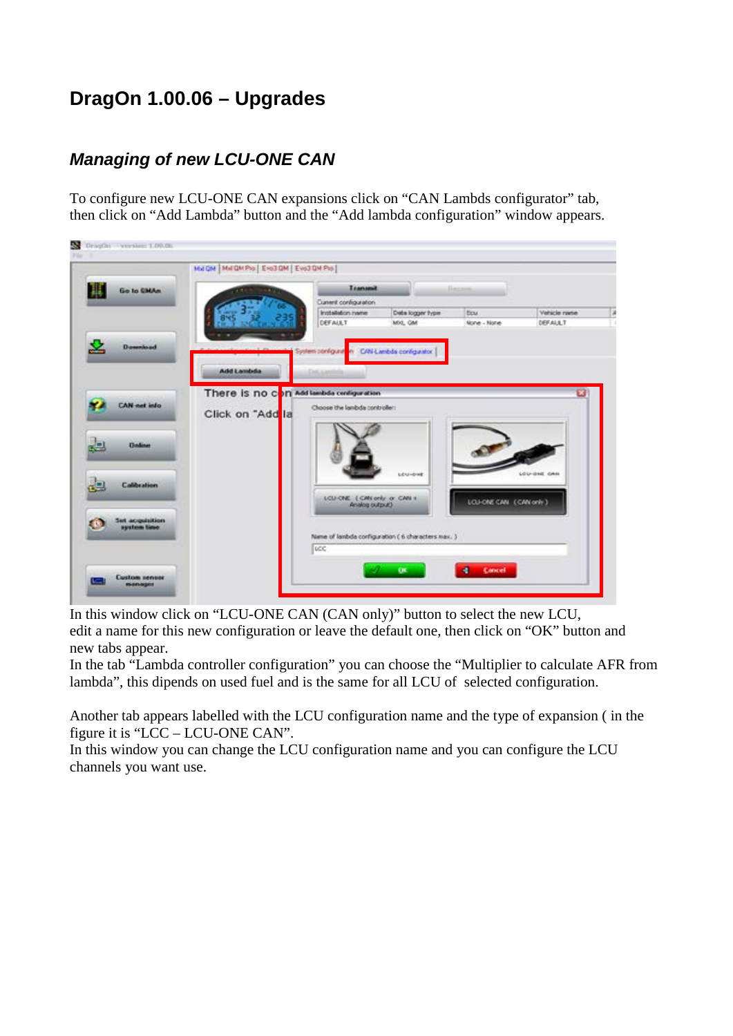# DragOn 1.00.06 – Upgrades

## *Managing of new LCU-ONE CAN*

To configure new LCU-ONE CAN expansions click on "CAN Lambds configurator" tab, then click on "Add Lambda" button and the "Add lambda configuration" window appears.

In this window click on "LCU-ONE CAN (CAN only)" button to select the new LCU, edit a name for this new configuration or leave the default one, then click on "OK" button and new tabs appear.
In the tab "Lambda controller configuration" you can choose the "Multiplier to calculate AFR from lambda", this dipends on used fuel and is the same for all LCU of selected configuration.

Another tab appears labelled with the LCU configuration name and the type of expansion ( in the figure it is "LCC – LCU-ONE CAN".
In this window you can change the LCU configuration name and you can configure the LCU channels you want use.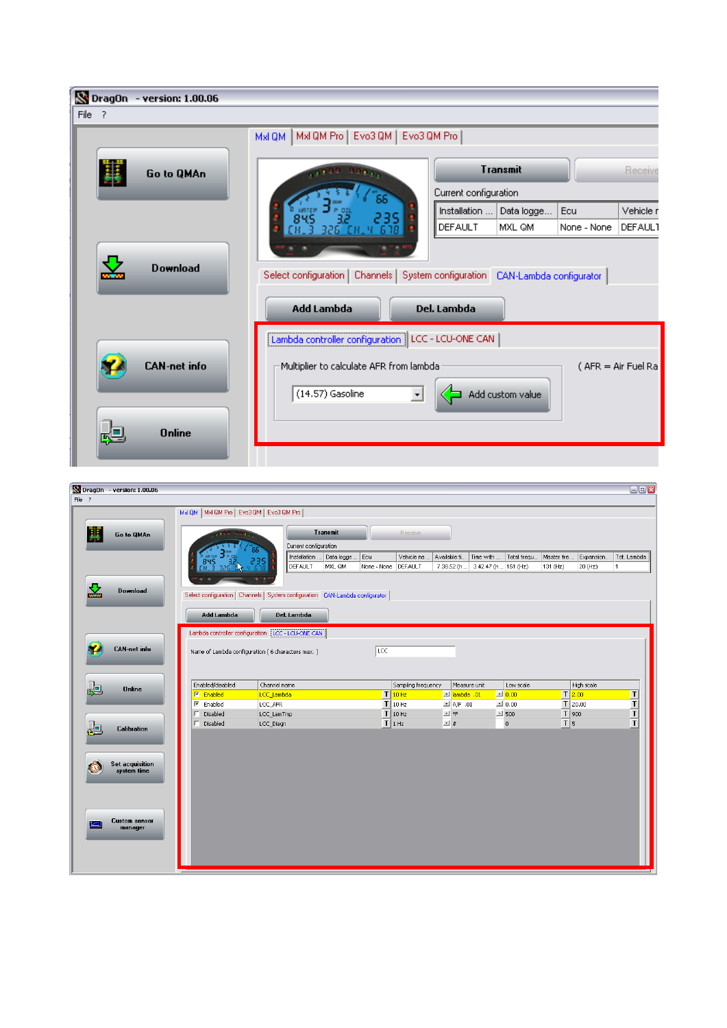DragOn - version: 1.00.06

File ?

Go to QMAn

Download

CAN-net info

Online

Mxl QM | Mxl QM Pro | Evo3 QM | Evo3 QM Pro

Transmit | Receive

Current configuration

| Installation ... | Data logge... | Ecu | Vehicle n |
|---|---|---|---|
| DEFAULT | MXL QM | None - None | DEFAULT |

Select configuration | Channels | System configuration | CAN-Lambda configurator

Add Lambda | Del. Lambda

Lambda controller configuration | LCC - LCU-ONE CAN

Multiplier to calculate AFR from lambda

(14.57) Gasoline

Add custom value

( AFR = Air Fuel Ra

---

DragOn - version: 1.00.06

File ?

Go to QMAn

Download

CAN-net info

Online

Calibration

Set acquisition system time

Custom sensor manager

Mxl QM | Mxl QM Pro | Evo3 QM | Evo3 QM Pro

Transmit | Receive

Current configuration

| Installation ... | Data logge... | Ecu | Vehicle na... | Available ti... | Time with ... | Total frequ... | Master fre... | Expansion ... | Tot. Lambda |
|---|---|---|---|---|---|---|---|---|---|
| DEFAULT | MXL QM | None - None | DEFAULT | 7.38.52 (h... | 3.42.47 (h... | 151 (Hz) | 131 (Hz) | 20 (Hz) | 1 |

Select configuration | Channels | System configuration | CAN-Lambda configurator

Add Lambda | Del. Lambda

Lambda controller configuration | LCC - LCU-ONE CAN

Name of Lambda configuration ( 6 characters max. ) LCC

| Enabled/disabled | Channel name | Sampling frequency | Measure unit | Low scale | High scale |
|---|---|---|---|---|---|
| Enabled | LCC_Lambda | 10 Hz | lambda .01 | 0.00 | 2.00 |
| Enabled | LCC_AFR | 10 Hz | A/F .01 | 0.00 | 20.00 |
| Disabled | LCC_LamTmp | 10 Hz | °F | 500 | 900 |
| Disabled | LCC_Diagn | 1 Hz | # | 0 | 5 |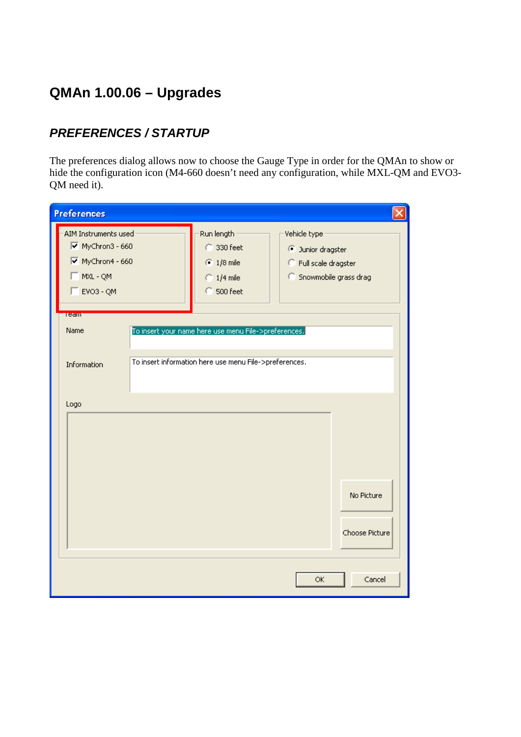# QMAn 1.00.06 – Upgrades

## *PREFERENCES / STARTUP*

The preferences dialog allows now to choose the Gauge Type in order for the QMAn to show or hide the configuration icon (M4-660 doesn't need any configuration, while MXL-QM and EVO3-QM need it).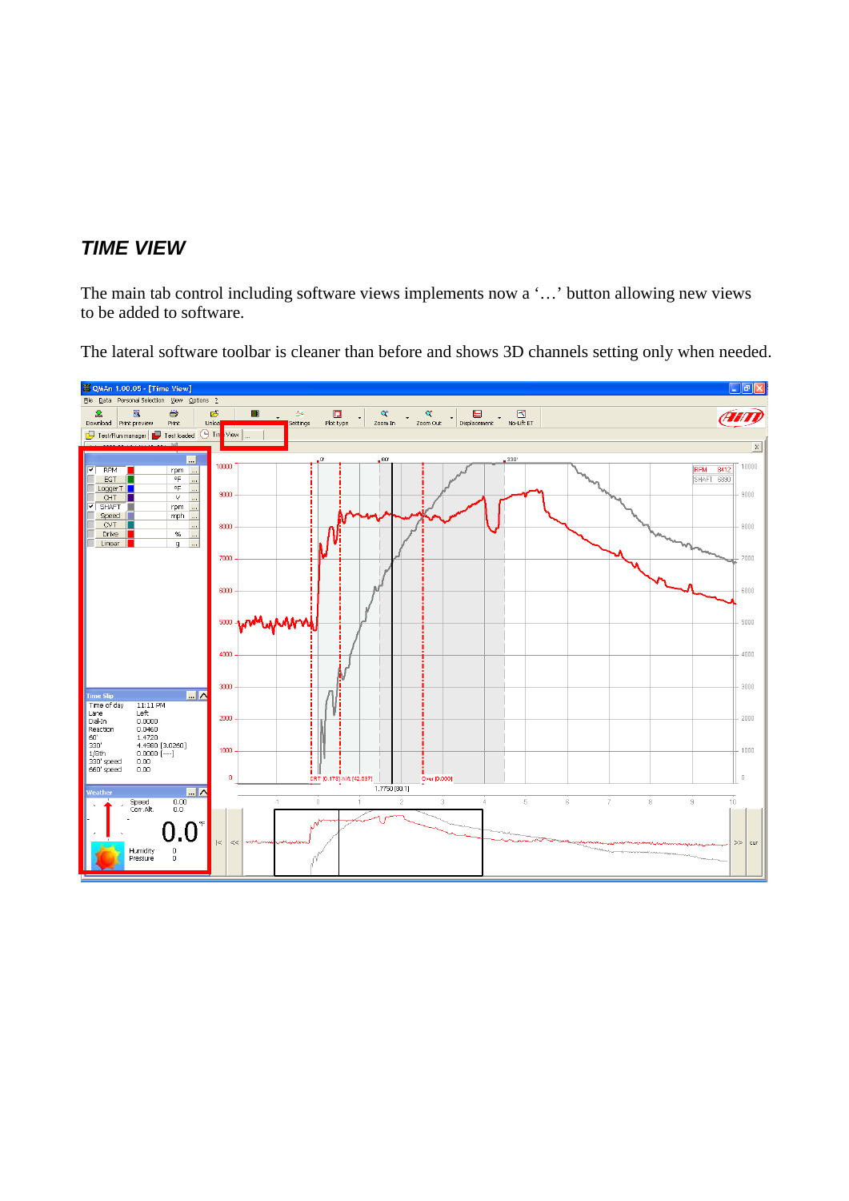## *TIME VIEW*

The main tab control including software views implements now a '…' button allowing new views to be added to software.

The lateral software toolbar is cleaner than before and shows 3D channels setting only when needed.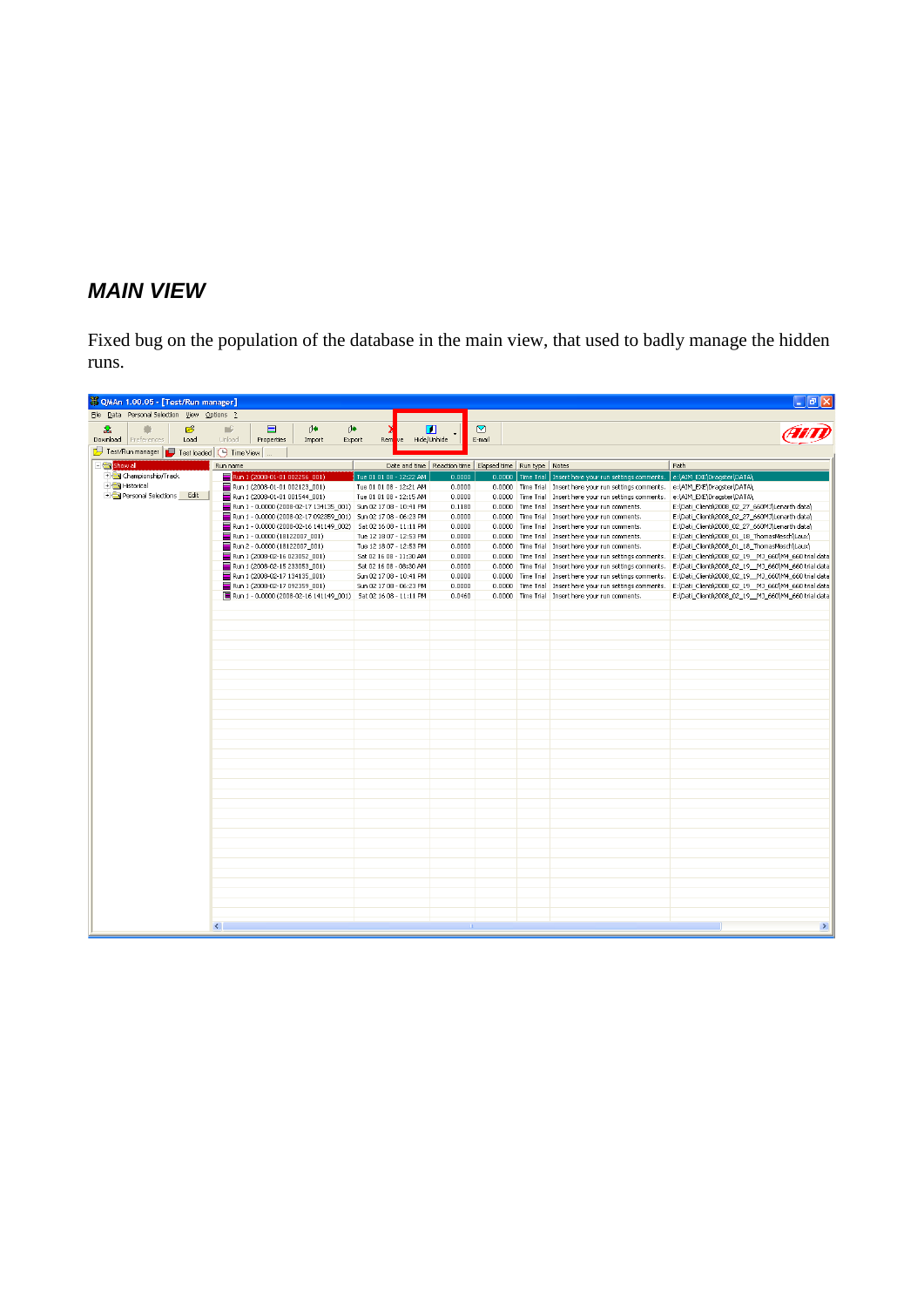## *MAIN VIEW*

Fixed bug on the population of the database in the main view, that used to badly manage the hidden runs.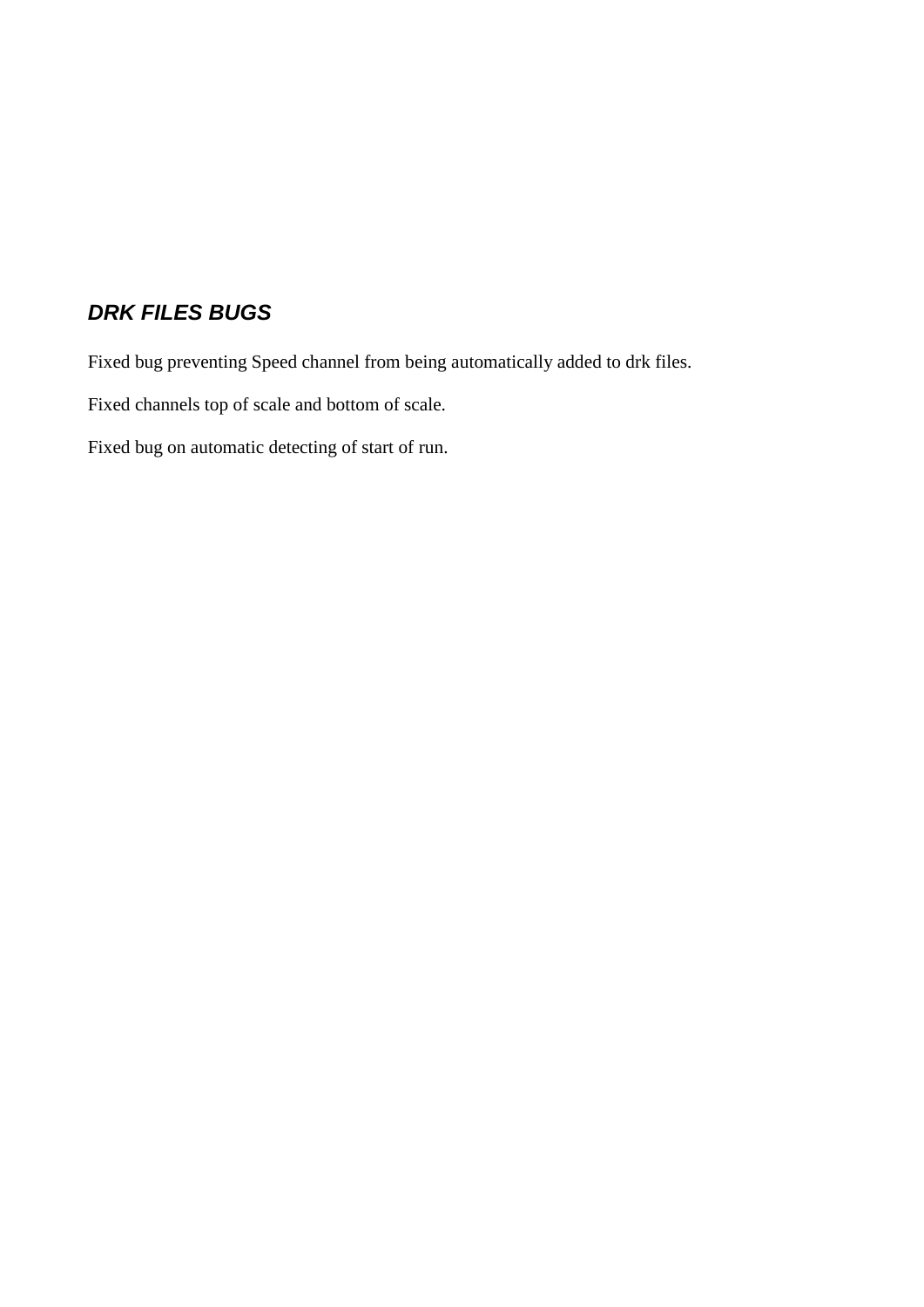### ***DRK FILES BUGS***

Fixed bug preventing Speed channel from being automatically added to drk files.

Fixed channels top of scale and bottom of scale.

Fixed bug on automatic detecting of start of run.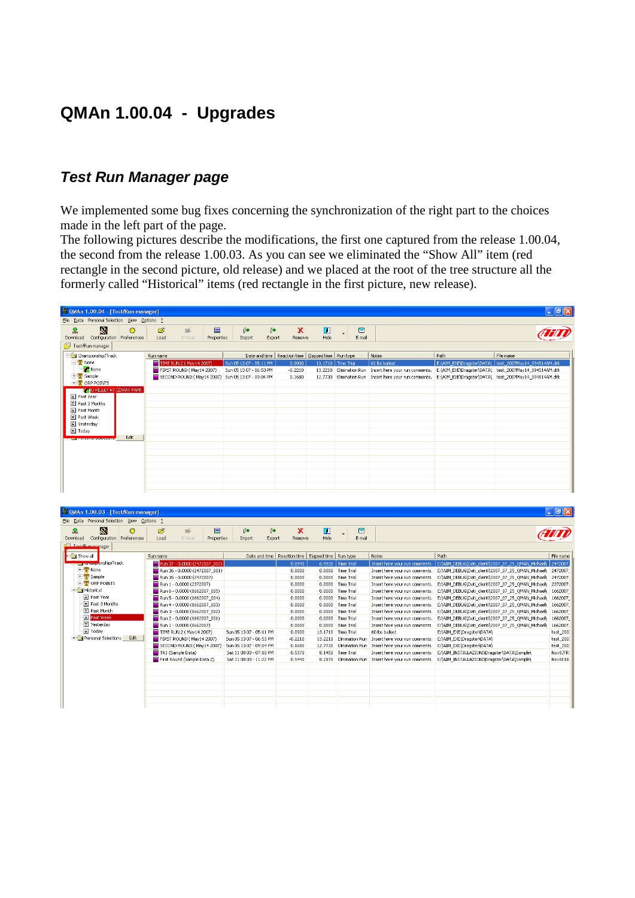# QMAn 1.00.04 - Upgrades

## *Test Run Manager page*

We implemented some bug fixes concerning the synchronization of the right part to the choices made in the left part of the page.
The following pictures describe the modifications, the first one captured from the release 1.00.04, the second from the release 1.00.03. As you can see we eliminated the "Show All" item (red rectangle in the second picture, old release) and we placed at the root of the tree structure all the formerly called "Historical" items (red rectangle in the first picture, new release).